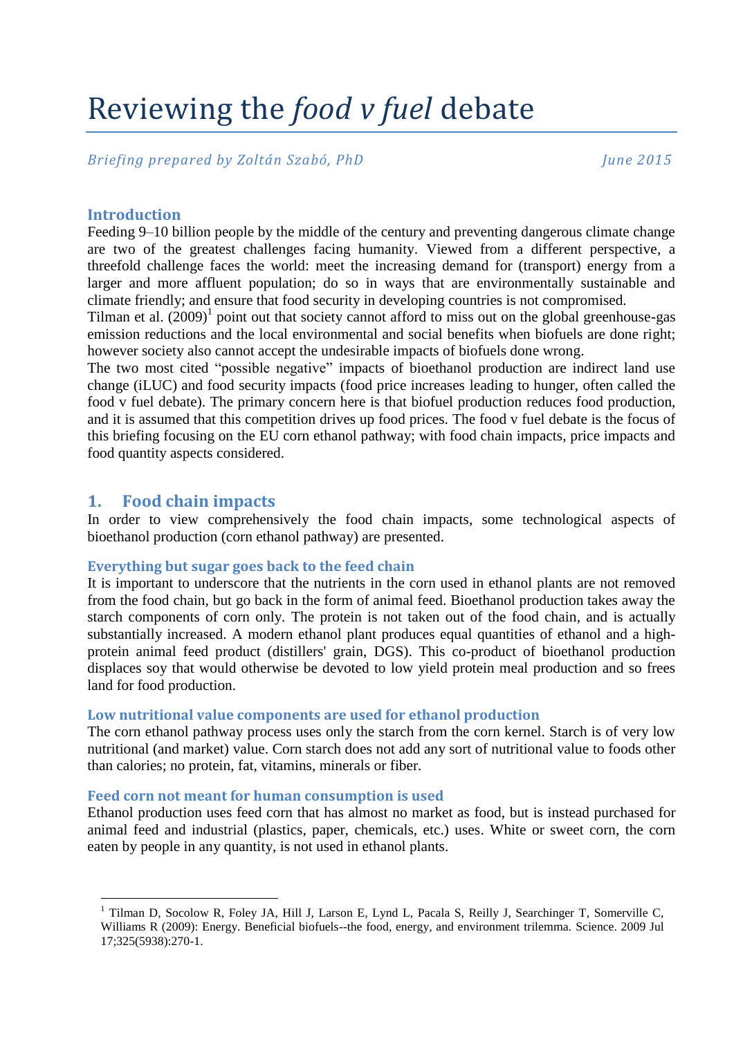# Reviewing the *food v fuel* debate

*Briefing prepared by Zoltán Szabó, PhD* *June 2015*

## Introduction

Feeding 9–10 billion people by the middle of the century and preventing dangerous climate change are two of the greatest challenges facing humanity. Viewed from a different perspective, a threefold challenge faces the world: meet the increasing demand for (transport) energy from a larger and more affluent population; do so in ways that are environmentally sustainable and climate friendly; and ensure that food security in developing countries is not compromised.

Tilman et al. (2009)[1] point out that society cannot afford to miss out on the global greenhouse-gas emission reductions and the local environmental and social benefits when biofuels are done right; however society also cannot accept the undesirable impacts of biofuels done wrong.

The two most cited "possible negative" impacts of bioethanol production are indirect land use change (iLUC) and food security impacts (food price increases leading to hunger, often called the food v fuel debate). The primary concern here is that biofuel production reduces food production, and it is assumed that this competition drives up food prices. The food v fuel debate is the focus of this briefing focusing on the EU corn ethanol pathway; with food chain impacts, price impacts and food quantity aspects considered.

## 1. Food chain impacts

In order to view comprehensively the food chain impacts, some technological aspects of bioethanol production (corn ethanol pathway) are presented.

### Everything but sugar goes back to the feed chain

It is important to underscore that the nutrients in the corn used in ethanol plants are not removed from the food chain, but go back in the form of animal feed. Bioethanol production takes away the starch components of corn only. The protein is not taken out of the food chain, and is actually substantially increased. A modern ethanol plant produces equal quantities of ethanol and a high-protein animal feed product (distillers' grain, DGS). This co-product of bioethanol production displaces soy that would otherwise be devoted to low yield protein meal production and so frees land for food production.

### Low nutritional value components are used for ethanol production

The corn ethanol pathway process uses only the starch from the corn kernel. Starch is of very low nutritional (and market) value. Corn starch does not add any sort of nutritional value to foods other than calories; no protein, fat, vitamins, minerals or fiber.

### Feed corn not meant for human consumption is used

Ethanol production uses feed corn that has almost no market as food, but is instead purchased for animal feed and industrial (plastics, paper, chemicals, etc.) uses. White or sweet corn, the corn eaten by people in any quantity, is not used in ethanol plants.

---

[1] Tilman D, Socolow R, Foley JA, Hill J, Larson E, Lynd L, Pacala S, Reilly J, Searchinger T, Somerville C, Williams R (2009): Energy. Beneficial biofuels--the food, energy, and environment trilemma. Science. 2009 Jul 17;325(5938):270-1.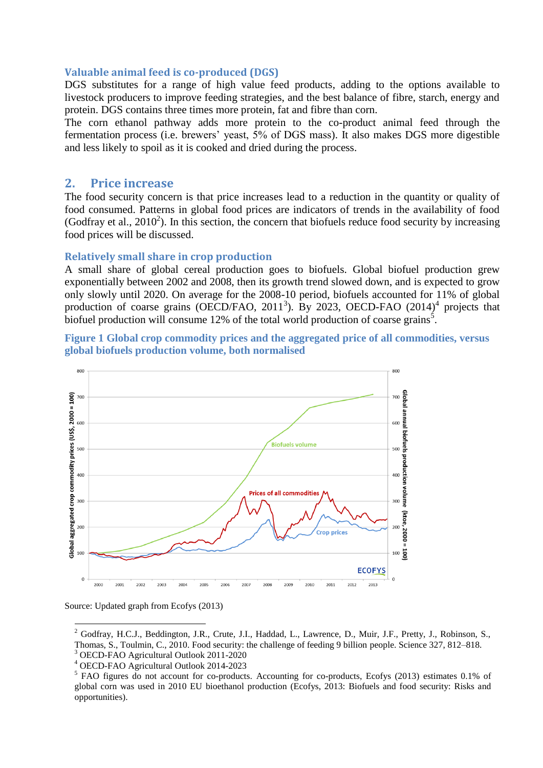### Valuable animal feed is co-produced (DGS)

DGS substitutes for a range of high value feed products, adding to the options available to livestock producers to improve feeding strategies, and the best balance of fibre, starch, energy and protein. DGS contains three times more protein, fat and fibre than corn.

The corn ethanol pathway adds more protein to the co-product animal feed through the fermentation process (i.e. brewers' yeast, 5% of DGS mass). It also makes DGS more digestible and less likely to spoil as it is cooked and dried during the process.

## 2. Price increase

The food security concern is that price increases lead to a reduction in the quantity or quality of food consumed. Patterns in global food prices are indicators of trends in the availability of food (Godfray et al., 2010[2]). In this section, the concern that biofuels reduce food security by increasing food prices will be discussed.

### Relatively small share in crop production

A small share of global cereal production goes to biofuels. Global biofuel production grew exponentially between 2002 and 2008, then its growth trend slowed down, and is expected to grow only slowly until 2020. On average for the 2008-10 period, biofuels accounted for 11% of global production of coarse grains (OECD/FAO, 2011[3]). By 2023, OECD-FAO (2014)[4] projects that biofuel production will consume 12% of the total world production of coarse grains[5].

**Figure 1 Global crop commodity prices and the aggregated price of all commodities, versus global biofuels production volume, both normalised**

Source: Updated graph from Ecofys (2013)

---

[2] Godfray, H.C.J., Beddington, J.R., Crute, I.R., Haddad, L., Lawrence, D., Muir, J.F., Pretty, J., Robinson, S., Thomas, S., Toulmin, C., 2010. Food security: the challenge of feeding 9 billion people. Science 327, 812–818.

[3] OECD-FAO Agricultural Outlook 2011-2020

[4] OECD-FAO Agricultural Outlook 2014-2023

[5] FAO figures do not account for co-products. Accounting for co-products, Ecofys (2013) estimates 0.1% of global corn was used in 2010 EU bioethanol production (Ecofys, 2013: Biofuels and food security: Risks and opportunities).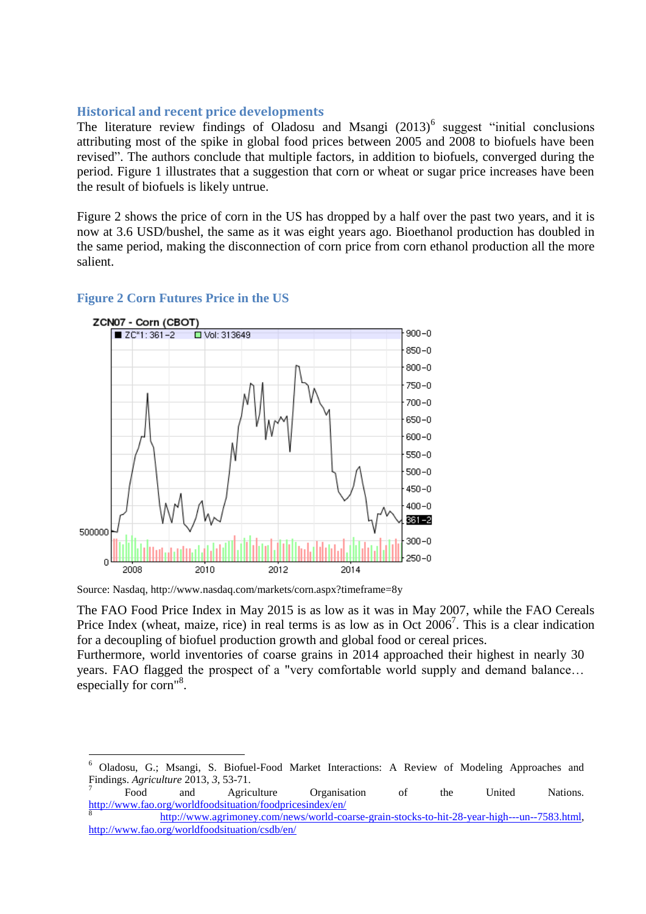### Historical and recent price developments

The literature review findings of Oladosu and Msangi (2013)[6] suggest "initial conclusions attributing most of the spike in global food prices between 2005 and 2008 to biofuels have been revised". The authors conclude that multiple factors, in addition to biofuels, converged during the period. Figure 1 illustrates that a suggestion that corn or wheat or sugar price increases have been the result of biofuels is likely untrue.

Figure 2 shows the price of corn in the US has dropped by a half over the past two years, and it is now at 3.6 USD/bushel, the same as it was eight years ago. Bioethanol production has doubled in the same period, making the disconnection of corn price from corn ethanol production all the more salient.

### Figure 2 Corn Futures Price in the US

Source: Nasdaq, http://www.nasdaq.com/markets/corn.aspx?timeframe=8y

The FAO Food Price Index in May 2015 is as low as it was in May 2007, while the FAO Cereals Price Index (wheat, maize, rice) in real terms is as low as in Oct 2006[7]. This is a clear indication for a decoupling of biofuel production growth and global food or cereal prices.
Furthermore, world inventories of coarse grains in 2014 approached their highest in nearly 30 years. FAO flagged the prospect of a "very comfortable world supply and demand balance… especially for corn"[8].

---

[6] Oladosu, G.; Msangi, S. Biofuel-Food Market Interactions: A Review of Modeling Approaches and Findings. *Agriculture* 2013, *3*, 53-71.

[7] Food and Agriculture Organisation of the United Nations. http://www.fao.org/worldfoodsituation/foodpricesindex/en/

[8] http://www.agrimoney.com/news/world-coarse-grain-stocks-to-hit-28-year-high---un--7583.html, http://www.fao.org/worldfoodsituation/csdb/en/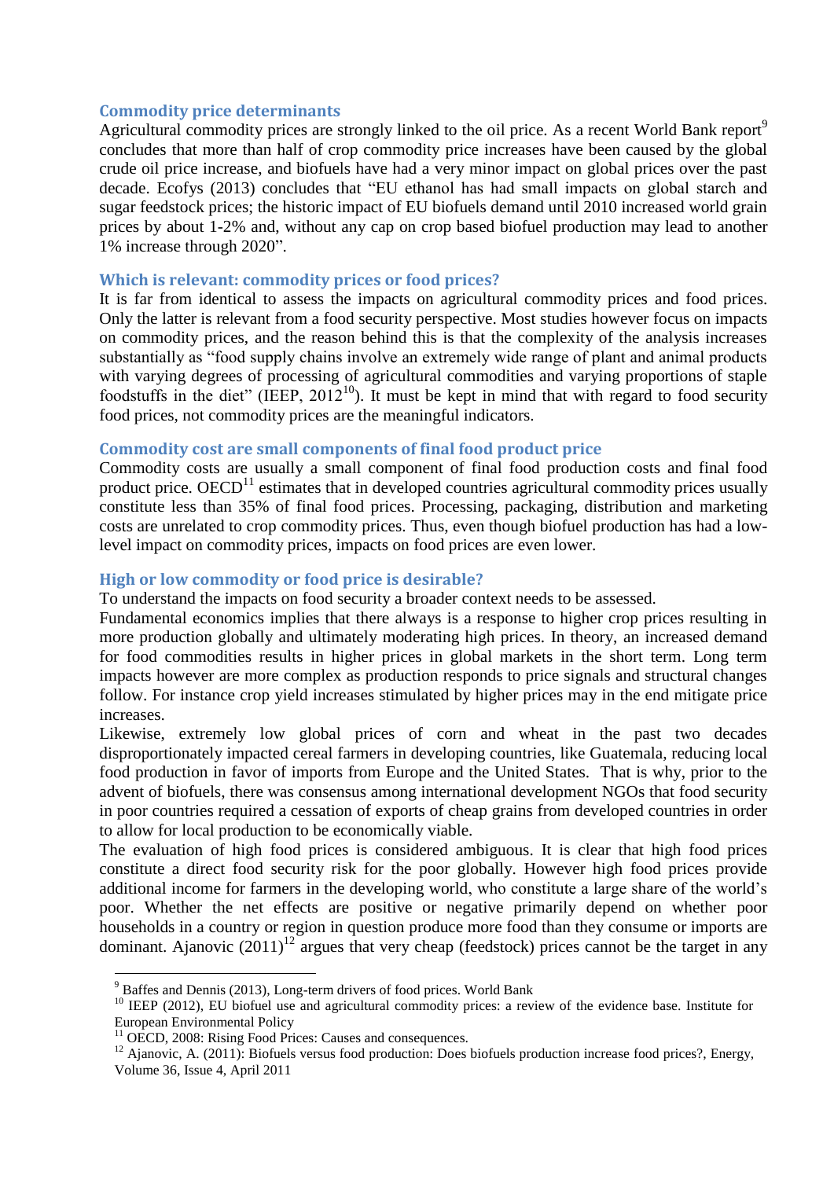### Commodity price determinants

Agricultural commodity prices are strongly linked to the oil price. As a recent World Bank report[9] concludes that more than half of crop commodity price increases have been caused by the global crude oil price increase, and biofuels have had a very minor impact on global prices over the past decade. Ecofys (2013) concludes that "EU ethanol has had small impacts on global starch and sugar feedstock prices; the historic impact of EU biofuels demand until 2010 increased world grain prices by about 1-2% and, without any cap on crop based biofuel production may lead to another 1% increase through 2020".

### Which is relevant: commodity prices or food prices?

It is far from identical to assess the impacts on agricultural commodity prices and food prices. Only the latter is relevant from a food security perspective. Most studies however focus on impacts on commodity prices, and the reason behind this is that the complexity of the analysis increases substantially as "food supply chains involve an extremely wide range of plant and animal products with varying degrees of processing of agricultural commodities and varying proportions of staple foodstuffs in the diet" (IEEP, 2012[10]). It must be kept in mind that with regard to food security food prices, not commodity prices are the meaningful indicators.

### Commodity cost are small components of final food product price

Commodity costs are usually a small component of final food production costs and final food product price. OECD[11] estimates that in developed countries agricultural commodity prices usually constitute less than 35% of final food prices. Processing, packaging, distribution and marketing costs are unrelated to crop commodity prices. Thus, even though biofuel production has had a low-level impact on commodity prices, impacts on food prices are even lower.

### High or low commodity or food price is desirable?

To understand the impacts on food security a broader context needs to be assessed.

Fundamental economics implies that there always is a response to higher crop prices resulting in more production globally and ultimately moderating high prices. In theory, an increased demand for food commodities results in higher prices in global markets in the short term. Long term impacts however are more complex as production responds to price signals and structural changes follow. For instance crop yield increases stimulated by higher prices may in the end mitigate price increases.

Likewise, extremely low global prices of corn and wheat in the past two decades disproportionately impacted cereal farmers in developing countries, like Guatemala, reducing local food production in favor of imports from Europe and the United States. That is why, prior to the advent of biofuels, there was consensus among international development NGOs that food security in poor countries required a cessation of exports of cheap grains from developed countries in order to allow for local production to be economically viable.

The evaluation of high food prices is considered ambiguous. It is clear that high food prices constitute a direct food security risk for the poor globally. However high food prices provide additional income for farmers in the developing world, who constitute a large share of the world's poor. Whether the net effects are positive or negative primarily depend on whether poor households in a country or region in question produce more food than they consume or imports are dominant. Ajanovic (2011)[12] argues that very cheap (feedstock) prices cannot be the target in any

---

[9] Baffes and Dennis (2013), Long-term drivers of food prices. World Bank

[10] IEEP (2012), EU biofuel use and agricultural commodity prices: a review of the evidence base. Institute for European Environmental Policy

[11] OECD, 2008: Rising Food Prices: Causes and consequences.

[12] Ajanovic, A. (2011): Biofuels versus food production: Does biofuels production increase food prices?, Energy, Volume 36, Issue 4, April 2011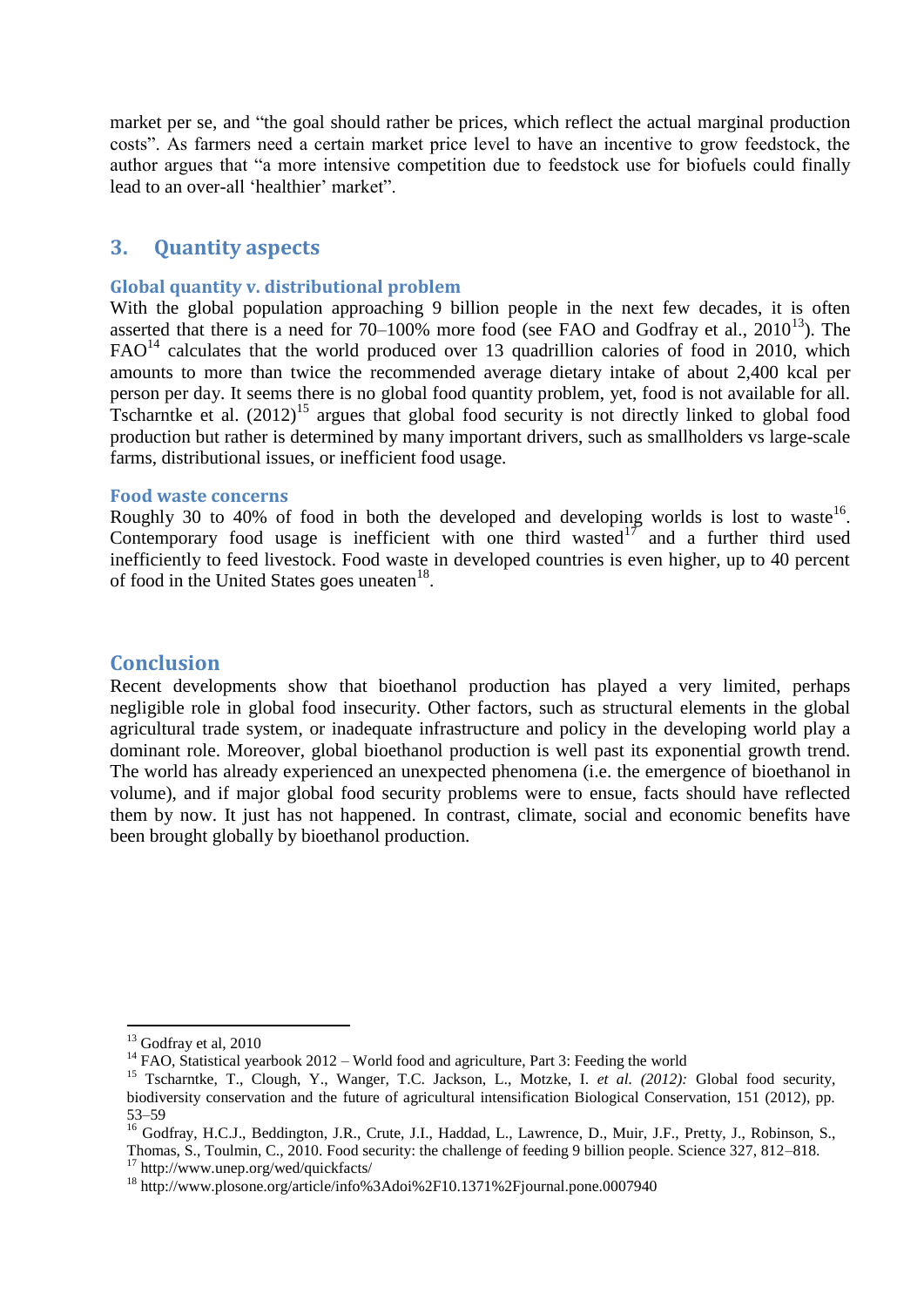market per se, and "the goal should rather be prices, which reflect the actual marginal production costs". As farmers need a certain market price level to have an incentive to grow feedstock, the author argues that "a more intensive competition due to feedstock use for biofuels could finally lead to an over-all 'healthier' market".

## 3. Quantity aspects

### Global quantity v. distributional problem

With the global population approaching 9 billion people in the next few decades, it is often asserted that there is a need for 70–100% more food (see FAO and Godfray et al., 2010[13]). The FAO[14] calculates that the world produced over 13 quadrillion calories of food in 2010, which amounts to more than twice the recommended average dietary intake of about 2,400 kcal per person per day. It seems there is no global food quantity problem, yet, food is not available for all. Tscharntke et al. (2012)[15] argues that global food security is not directly linked to global food production but rather is determined by many important drivers, such as smallholders vs large-scale farms, distributional issues, or inefficient food usage.

### Food waste concerns

Roughly 30 to 40% of food in both the developed and developing worlds is lost to waste[16]. Contemporary food usage is inefficient with one third wasted[17] and a further third used inefficiently to feed livestock. Food waste in developed countries is even higher, up to 40 percent of food in the United States goes uneaten[18].

## Conclusion

Recent developments show that bioethanol production has played a very limited, perhaps negligible role in global food insecurity. Other factors, such as structural elements in the global agricultural trade system, or inadequate infrastructure and policy in the developing world play a dominant role. Moreover, global bioethanol production is well past its exponential growth trend. The world has already experienced an unexpected phenomena (i.e. the emergence of bioethanol in volume), and if major global food security problems were to ensue, facts should have reflected them by now. It just has not happened. In contrast, climate, social and economic benefits have been brought globally by bioethanol production.

---

[13] Godfray et al, 2010

[14] FAO, Statistical yearbook 2012 – World food and agriculture, Part 3: Feeding the world

[15] Tscharntke, T., Clough, Y., Wanger, T.C. Jackson, L., Motzke, I. *et al. (2012):* Global food security, biodiversity conservation and the future of agricultural intensification Biological Conservation, 151 (2012), pp. 53–59

[16] Godfray, H.C.J., Beddington, J.R., Crute, J.I., Haddad, L., Lawrence, D., Muir, J.F., Pretty, J., Robinson, S., Thomas, S., Toulmin, C., 2010. Food security: the challenge of feeding 9 billion people. Science 327, 812–818.

[17] http://www.unep.org/wed/quickfacts/

[18] http://www.plosone.org/article/info%3Adoi%2F10.1371%2Fjournal.pone.0007940